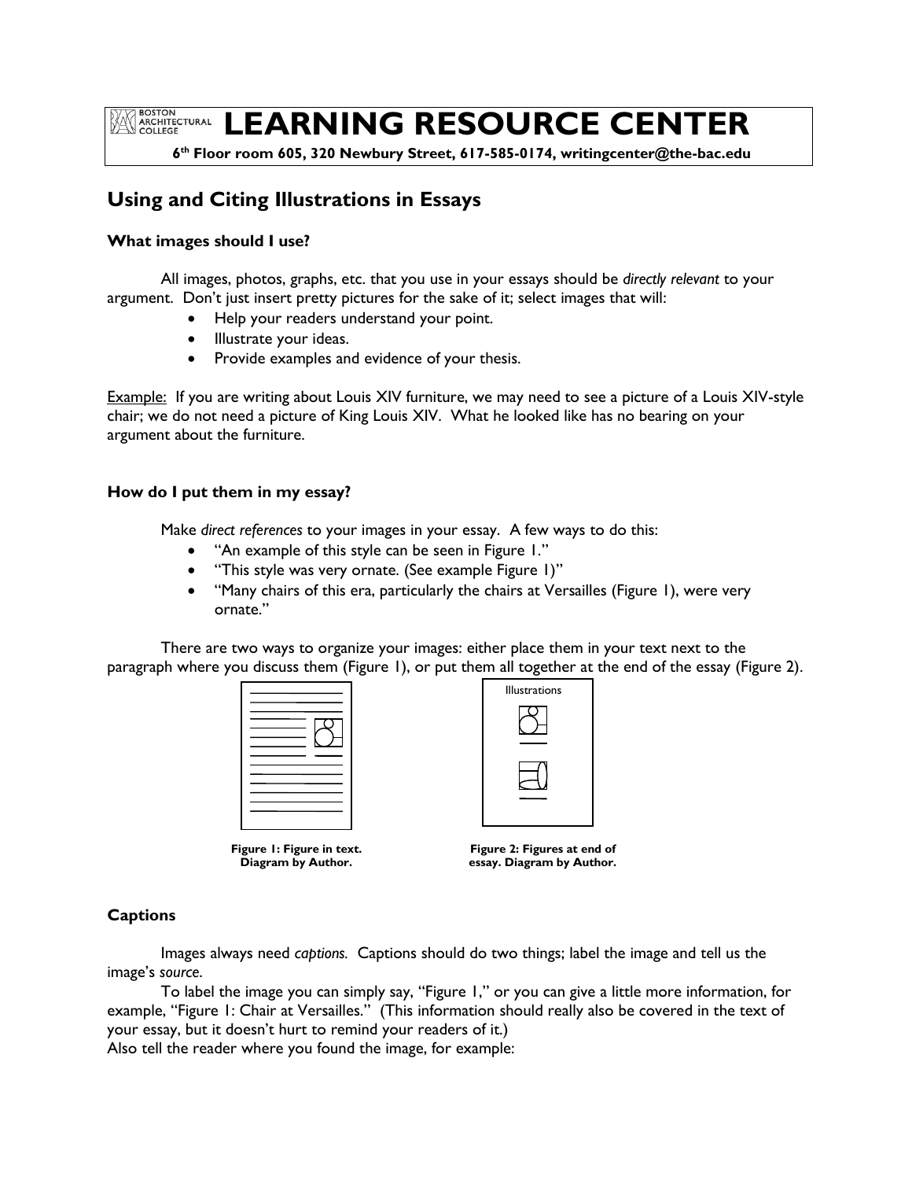# LEARNING RESOURCE CENTER

**6th Floor room 605, 320 Newbury Street, 617-585-0174, writingcenter@the-bac.edu**

## Using and Citing Illustrations in Essays

### What images should I use?

All images, photos, graphs, etc. that you use in your essays should be *directly relevant* to your argument. Don't just insert pretty pictures for the sake of it; select images that will:

- Help your readers understand your point.
- Illustrate your ideas.
- Provide examples and evidence of your thesis.

Example: If you are writing about Louis XIV furniture, we may need to see a picture of a Louis XIV-style chair; we do not need a picture of King Louis XIV. What he looked like has no bearing on your argument about the furniture.

### How do I put them in my essay?

Make *direct references* to your images in your essay. A few ways to do this:

- "An example of this style can be seen in Figure 1."
- "This style was very ornate. (See example Figure 1)"
- "Many chairs of this era, particularly the chairs at Versailles (Figure 1), were very ornate."

There are two ways to organize your images: either place them in your text next to the paragraph where you discuss them (Figure 1), or put them all together at the end of the essay (Figure 2).

**Figure 1: Figure in text. Diagram by Author.**

Illustrations

**Figure 2: Figures at end of essay. Diagram by Author.**

### Captions

Images always need *captions.* Captions should do two things; label the image and tell us the image's *source*.

To label the image you can simply say, "Figure 1," or you can give a little more information, for example, "Figure 1: Chair at Versailles." (This information should really also be covered in the text of your essay, but it doesn't hurt to remind your readers of it.)

Also tell the reader where you found the image, for example: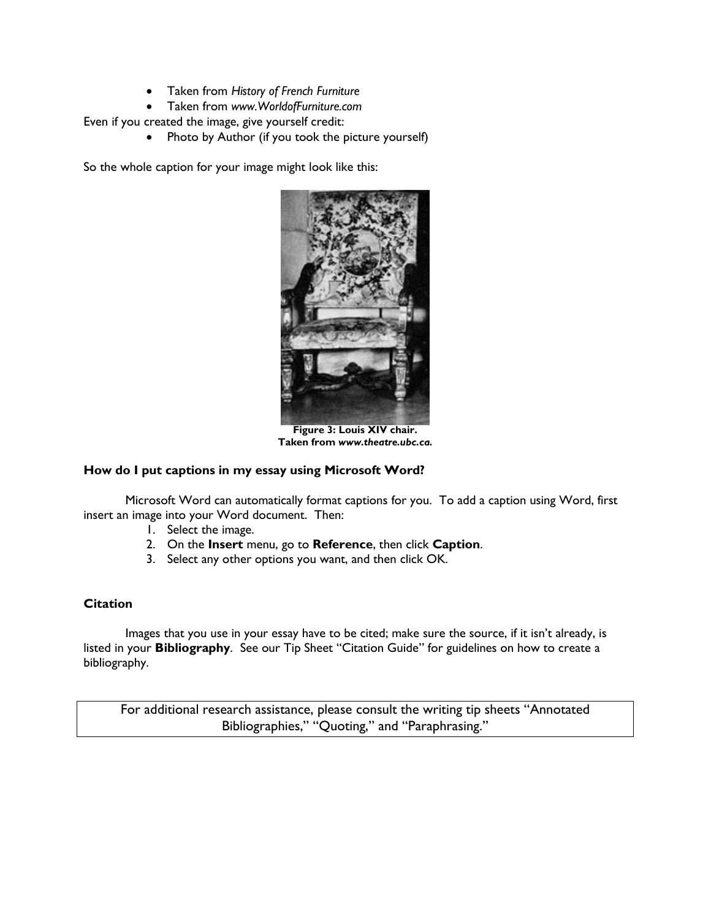- Taken from *History of French Furniture*
- Taken from *www.WorldofFurniture.com*

Even if you created the image, give yourself credit:

- Photo by Author (if you took the picture yourself)

So the whole caption for your image might look like this:

**Figure 3: Louis XIV chair.**
**Taken from *www.theatre.ubc.ca.***

### How do I put captions in my essay using Microsoft Word?

Microsoft Word can automatically format captions for you. To add a caption using Word, first insert an image into your Word document. Then:

1. Select the image.
2. On the **Insert** menu, go to **Reference**, then click **Caption**.
3. Select any other options you want, and then click OK.

### Citation

Images that you use in your essay have to be cited; make sure the source, if it isn't already, is listed in your **Bibliography**. See our Tip Sheet "Citation Guide" for guidelines on how to create a bibliography.

For additional research assistance, please consult the writing tip sheets "Annotated Bibliographies," "Quoting," and "Paraphrasing."